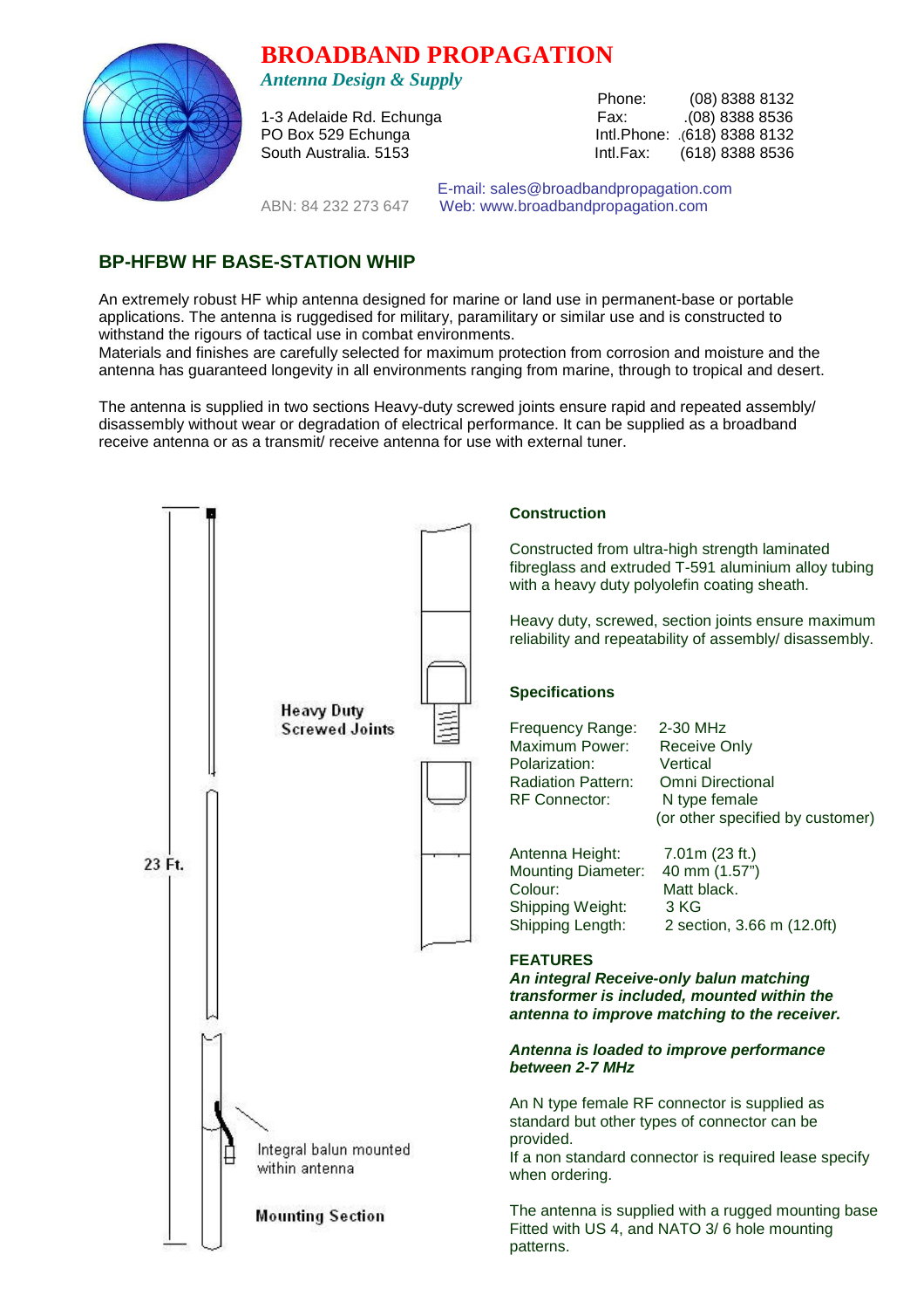# BROADBAND PROPAGATION

*Antenna Design & Supply*

1-3 Adelaide Rd. Echunga
PO Box 529 Echunga
South Australia. 5153

Phone: (08) 8388 8132
Fax: (08) 8388 8536
Intl.Phone: (618) 8388 8132
Intl.Fax: (618) 8388 8536

ABN: 84 232 273 647

E-mail: sales@broadbandpropagation.com
Web: www.broadbandpropagation.com

## BP-HFBW HF BASE-STATION WHIP

An extremely robust HF whip antenna designed for marine or land use in permanent-base or portable applications. The antenna is ruggedised for military, paramilitary or similar use and is constructed to withstand the rigours of tactical use in combat environments.
Materials and finishes are carefully selected for maximum protection from corrosion and moisture and the antenna has guaranteed longevity in all environments ranging from marine, through to tropical and desert.

The antenna is supplied in two sections Heavy-duty screwed joints ensure rapid and repeated assembly/ disassembly without wear or degradation of electrical performance. It can be supplied as a broadband receive antenna or as a transmit/ receive antenna for use with external tuner.

23 Ft.

Heavy Duty Screwed Joints

Integral balun mounted within antenna

Mounting Section

### Construction

Constructed from ultra-high strength laminated fibreglass and extruded T-591 aluminium alloy tubing with a heavy duty polyolefin coating sheath.

Heavy duty, screwed, section joints ensure maximum reliability and repeatability of assembly/ disassembly.

### Specifications

| | |
|---|---|
| Frequency Range: | 2-30 MHz |
| Maximum Power: | Receive Only |
| Polarization: | Vertical |
| Radiation Pattern: | Omni Directional |
| RF Connector: | N type female (or other specified by customer) |

| | |
|---|---|
| Antenna Height: | 7.01m (23 ft.) |
| Mounting Diameter: | 40 mm (1.57") |
| Colour: | Matt black. |
| Shipping Weight: | 3 KG |
| Shipping Length: | 2 section, 3.66 m (12.0ft) |

### FEATURES

***An integral Receive-only balun matching transformer is included, mounted within the antenna to improve matching to the receiver.***

***Antenna is loaded to improve performance between 2-7 MHz***

An N type female RF connector is supplied as standard but other types of connector can be provided.
If a non standard connector is required lease specify when ordering.

The antenna is supplied with a rugged mounting base Fitted with US 4, and NATO 3/ 6 hole mounting patterns.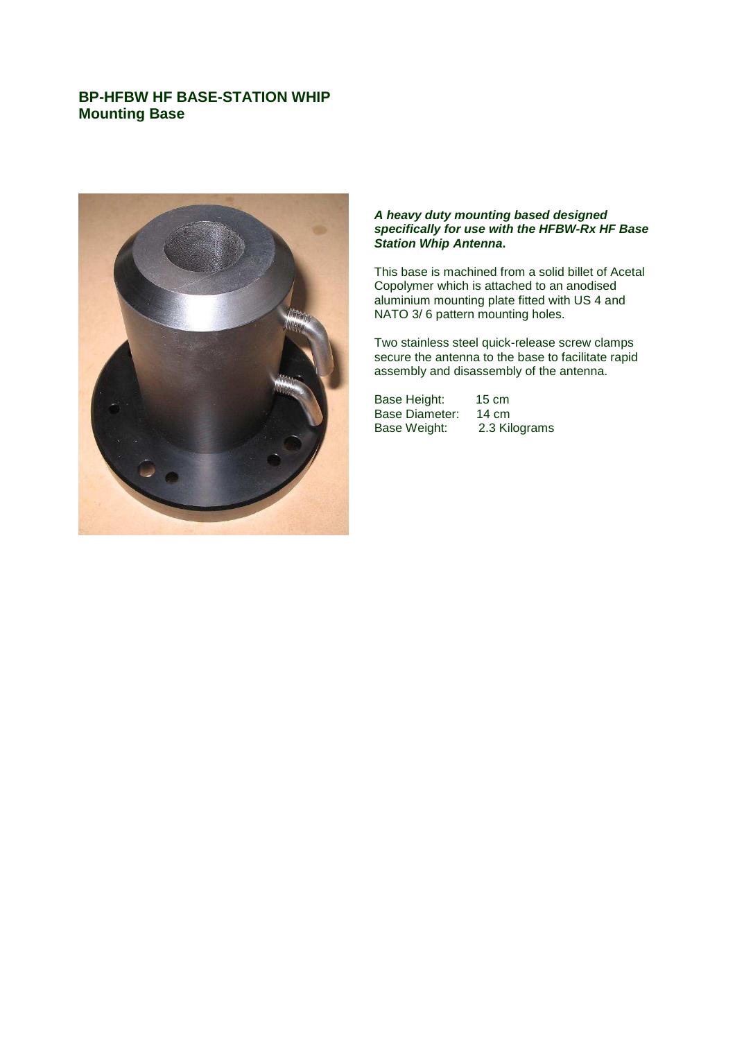## BP-HFBW HF BASE-STATION WHIP
## Mounting Base

***A heavy duty mounting based designed specifically for use with the HFBW-Rx HF Base Station Whip Antenna.***

This base is machined from a solid billet of Acetal Copolymer which is attached to an anodised aluminium mounting plate fitted with US 4 and NATO 3/ 6 pattern mounting holes.

Two stainless steel quick-release screw clamps secure the antenna to the base to facilitate rapid assembly and disassembly of the antenna.

| | |
|---|---|
| Base Height: | 15 cm |
| Base Diameter: | 14 cm |
| Base Weight: | 2.3 Kilograms |